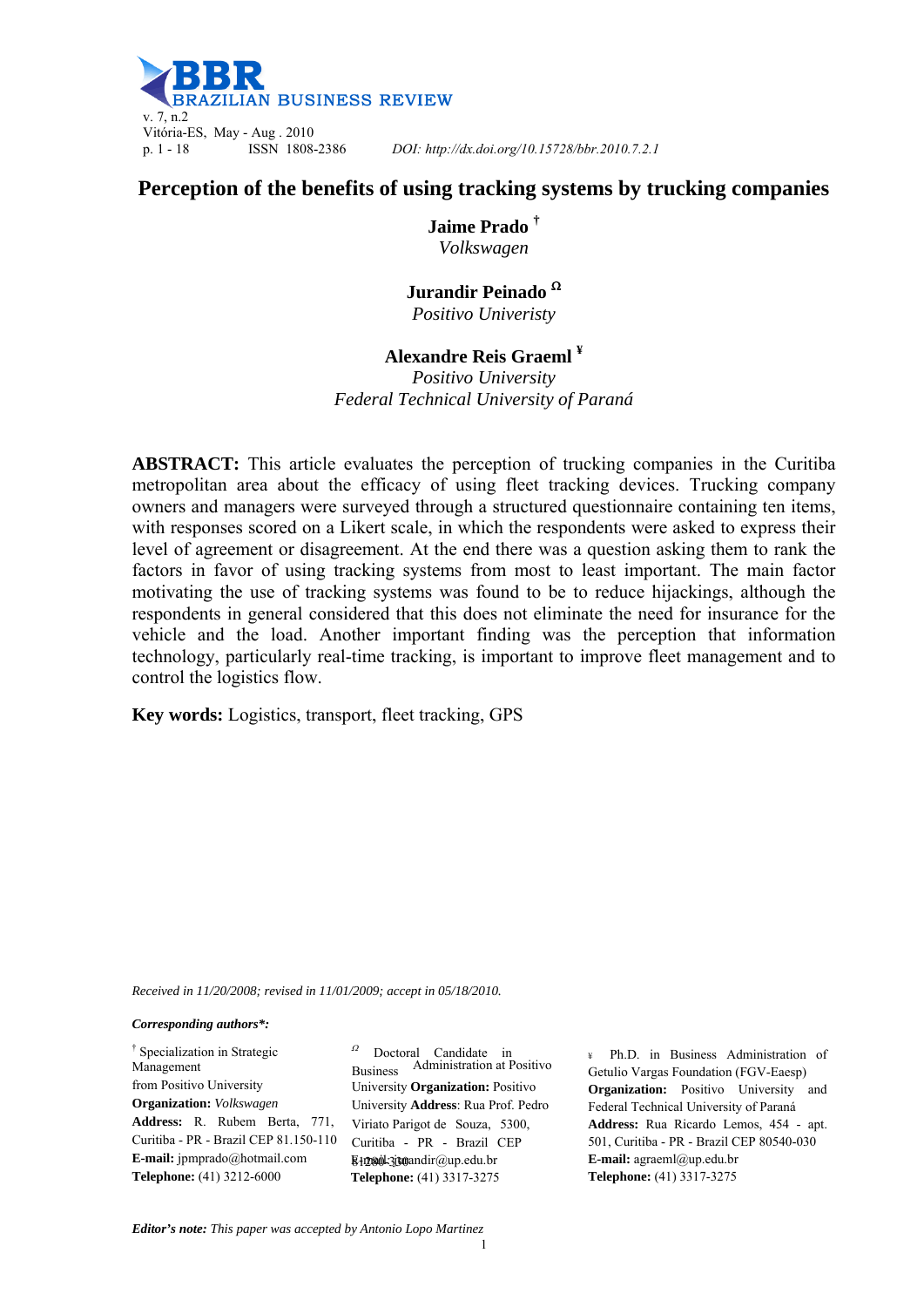# Perception of the benefits of using tracking systems by trucking companies

**Jaime Prado** †
*Volkswagen*

**Jurandir Peinado** Ω
*Positivo Univeristy*

**Alexandre Reis Graeml** ¥
*Positivo University*
*Federal Technical University of Paraná*

**ABSTRACT:** This article evaluates the perception of trucking companies in the Curitiba metropolitan area about the efficacy of using fleet tracking devices. Trucking company owners and managers were surveyed through a structured questionnaire containing ten items, with responses scored on a Likert scale, in which the respondents were asked to express their level of agreement or disagreement. At the end there was a question asking them to rank the factors in favor of using tracking systems from most to least important. The main factor motivating the use of tracking systems was found to be to reduce hijackings, although the respondents in general considered that this does not eliminate the need for insurance for the vehicle and the load. Another important finding was the perception that information technology, particularly real-time tracking, is important to improve fleet management and to control the logistics flow.

**Key words:** Logistics, transport, fleet tracking, GPS

*Received in 11/20/2008; revised in 11/01/2009; accept in 05/18/2010.*

***Corresponding authors\*:***

† Specialization in Strategic Management from Positivo University
**Organization:** *Volkswagen*
**Address:** R. Rubem Berta, 771, Curitiba - PR - Brazil CEP 81.150-110
**E-mail:** jpmprado@hotmail.com
**Telephone:** (41) 3212-6000

Ω Doctoral Candidate in Business Administration at Positivo University **Organization:** Positivo University **Address**: Rua Prof. Pedro Viriato Parigot de Souza, 5300, Curitiba - PR - Brazil CEP 81280-330
E-mail: jurandir@up.edu.br
**Telephone:** (41) 3317-3275

¥ Ph.D. in Business Administration of Getulio Vargas Foundation (FGV-Eaesp)
**Organization:** Positivo University and Federal Technical University of Paraná
**Address:** Rua Ricardo Lemos, 454 - apt. 501, Curitiba - PR - Brazil CEP 80540-030
**E-mail:** agraeml@up.edu.br
**Telephone:** (41) 3317-3275

***Editor's note:*** *This paper was accepted by Antonio Lopo Martinez*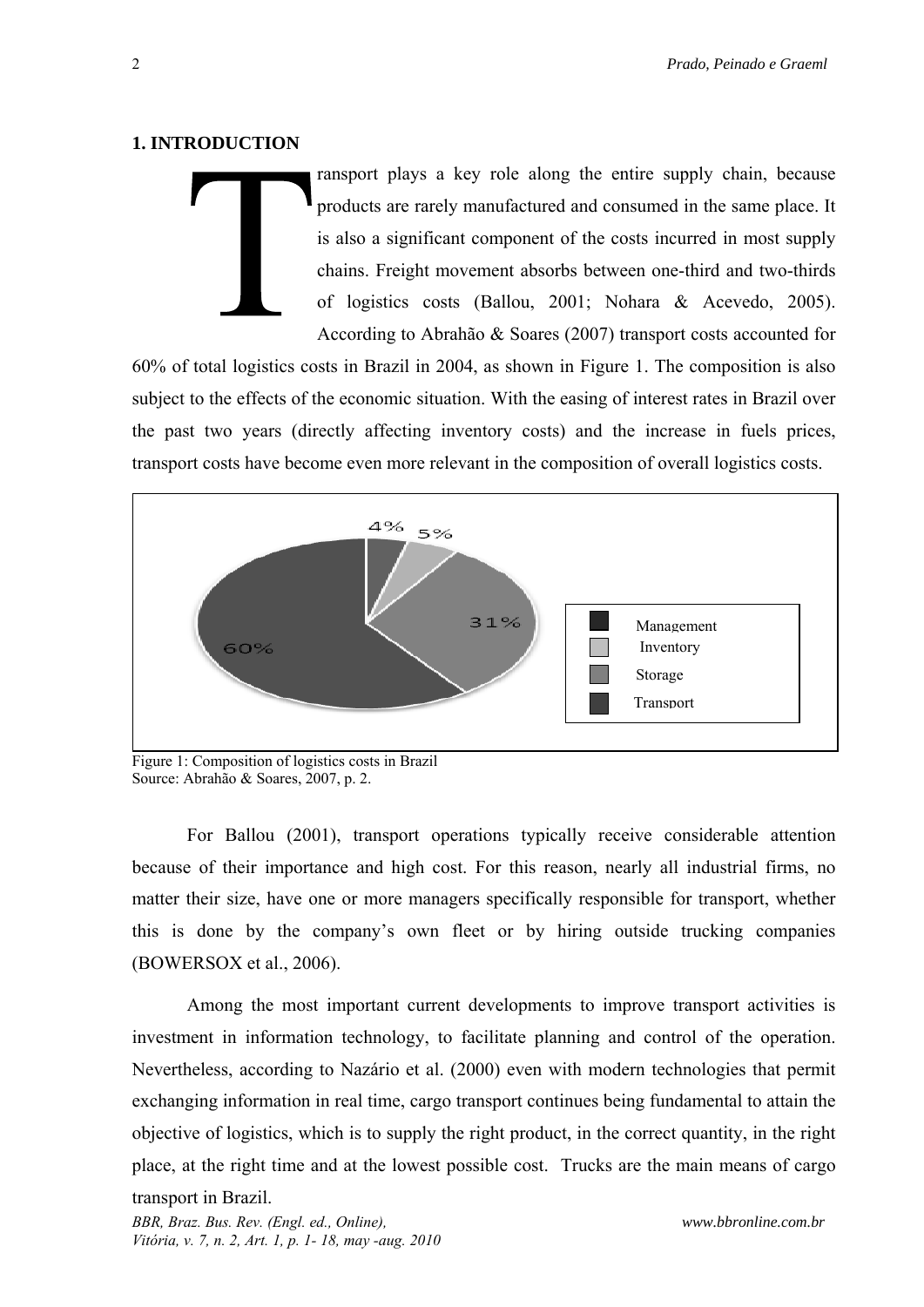## 1. INTRODUCTION

Transport plays a key role along the entire supply chain, because products are rarely manufactured and consumed in the same place. It is also a significant component of the costs incurred in most supply chains. Freight movement absorbs between one-third and two-thirds of logistics costs (Ballou, 2001; Nohara & Acevedo, 2005). According to Abrahão & Soares (2007) transport costs accounted for 60% of total logistics costs in Brazil in 2004, as shown in Figure 1. The composition is also subject to the effects of the economic situation. With the easing of interest rates in Brazil over the past two years (directly affecting inventory costs) and the increase in fuels prices, transport costs have become even more relevant in the composition of overall logistics costs.

Figure 1: Composition of logistics costs in Brazil
Source: Abrahão & Soares, 2007, p. 2.

For Ballou (2001), transport operations typically receive considerable attention because of their importance and high cost. For this reason, nearly all industrial firms, no matter their size, have one or more managers specifically responsible for transport, whether this is done by the company's own fleet or by hiring outside trucking companies (BOWERSOX et al., 2006).

Among the most important current developments to improve transport activities is investment in information technology, to facilitate planning and control of the operation. Nevertheless, according to Nazário et al. (2000) even with modern technologies that permit exchanging information in real time, cargo transport continues being fundamental to attain the objective of logistics, which is to supply the right product, in the correct quantity, in the right place, at the right time and at the lowest possible cost. Trucks are the main means of cargo transport in Brazil.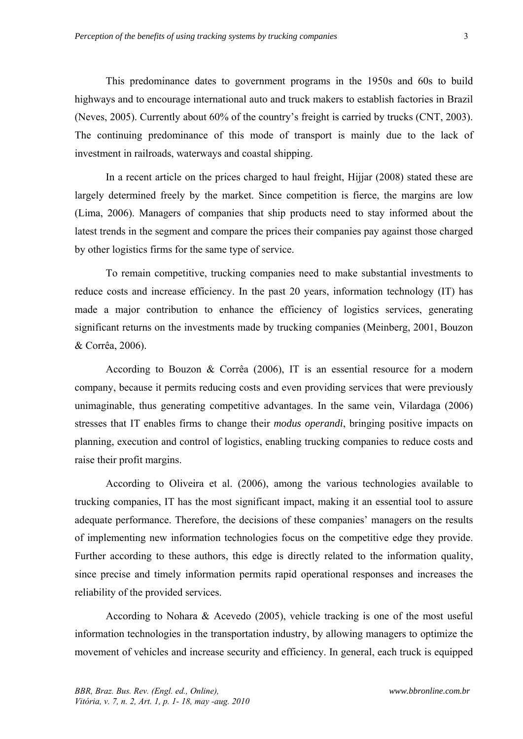This predominance dates to government programs in the 1950s and 60s to build highways and to encourage international auto and truck makers to establish factories in Brazil (Neves, 2005). Currently about 60% of the country's freight is carried by trucks (CNT, 2003). The continuing predominance of this mode of transport is mainly due to the lack of investment in railroads, waterways and coastal shipping.

In a recent article on the prices charged to haul freight, Hijjar (2008) stated these are largely determined freely by the market. Since competition is fierce, the margins are low (Lima, 2006). Managers of companies that ship products need to stay informed about the latest trends in the segment and compare the prices their companies pay against those charged by other logistics firms for the same type of service.

To remain competitive, trucking companies need to make substantial investments to reduce costs and increase efficiency. In the past 20 years, information technology (IT) has made a major contribution to enhance the efficiency of logistics services, generating significant returns on the investments made by trucking companies (Meinberg, 2001, Bouzon & Corrêa, 2006).

According to Bouzon & Corrêa (2006), IT is an essential resource for a modern company, because it permits reducing costs and even providing services that were previously unimaginable, thus generating competitive advantages. In the same vein, Vilardaga (2006) stresses that IT enables firms to change their *modus operandi*, bringing positive impacts on planning, execution and control of logistics, enabling trucking companies to reduce costs and raise their profit margins.

According to Oliveira et al. (2006), among the various technologies available to trucking companies, IT has the most significant impact, making it an essential tool to assure adequate performance. Therefore, the decisions of these companies' managers on the results of implementing new information technologies focus on the competitive edge they provide. Further according to these authors, this edge is directly related to the information quality, since precise and timely information permits rapid operational responses and increases the reliability of the provided services.

According to Nohara & Acevedo (2005), vehicle tracking is one of the most useful information technologies in the transportation industry, by allowing managers to optimize the movement of vehicles and increase security and efficiency. In general, each truck is equipped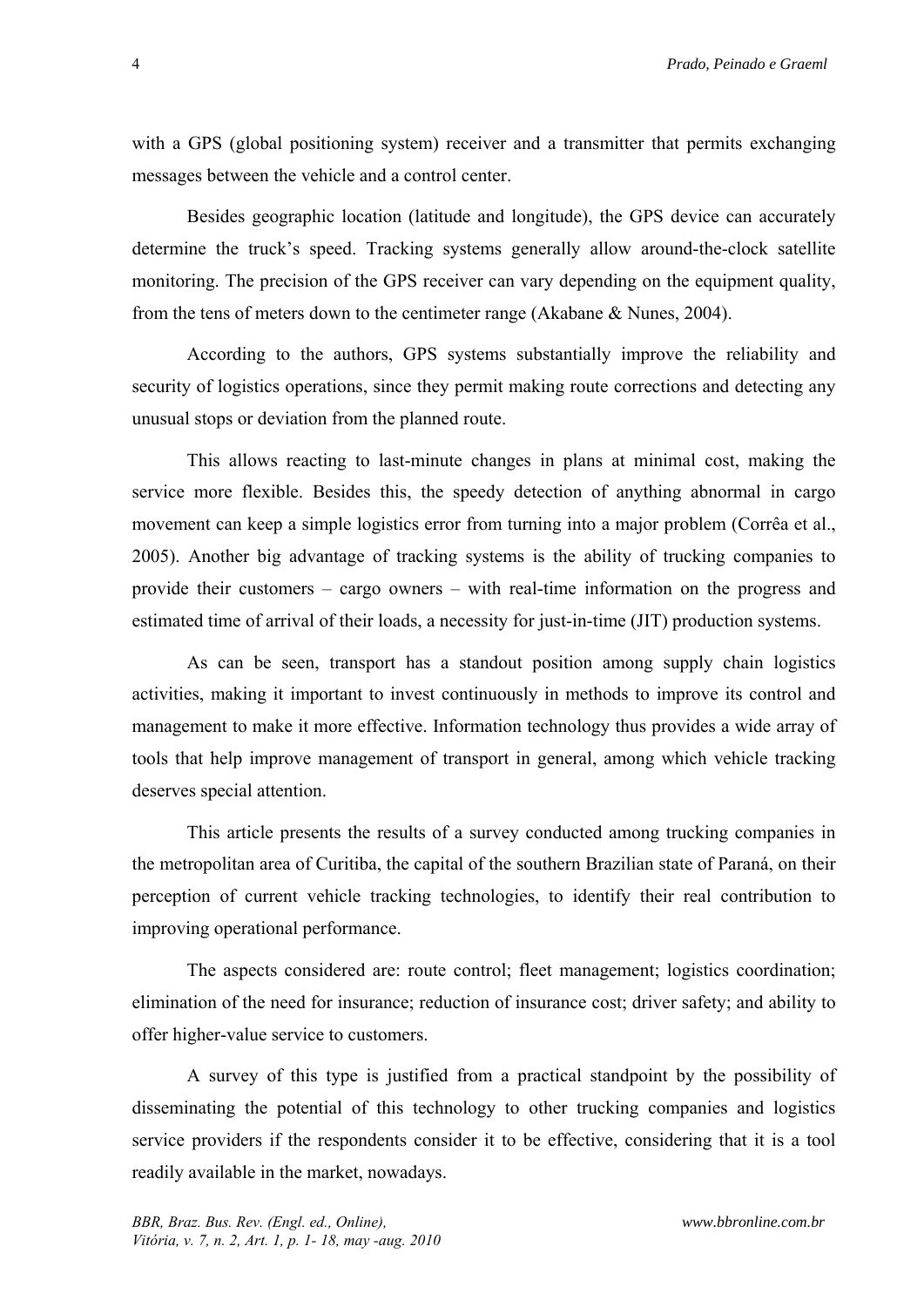with a GPS (global positioning system) receiver and a transmitter that permits exchanging messages between the vehicle and a control center.

Besides geographic location (latitude and longitude), the GPS device can accurately determine the truck's speed. Tracking systems generally allow around-the-clock satellite monitoring. The precision of the GPS receiver can vary depending on the equipment quality, from the tens of meters down to the centimeter range (Akabane & Nunes, 2004).

According to the authors, GPS systems substantially improve the reliability and security of logistics operations, since they permit making route corrections and detecting any unusual stops or deviation from the planned route.

This allows reacting to last-minute changes in plans at minimal cost, making the service more flexible. Besides this, the speedy detection of anything abnormal in cargo movement can keep a simple logistics error from turning into a major problem (Corrêa et al., 2005). Another big advantage of tracking systems is the ability of trucking companies to provide their customers – cargo owners – with real-time information on the progress and estimated time of arrival of their loads, a necessity for just-in-time (JIT) production systems.

As can be seen, transport has a standout position among supply chain logistics activities, making it important to invest continuously in methods to improve its control and management to make it more effective. Information technology thus provides a wide array of tools that help improve management of transport in general, among which vehicle tracking deserves special attention.

This article presents the results of a survey conducted among trucking companies in the metropolitan area of Curitiba, the capital of the southern Brazilian state of Paraná, on their perception of current vehicle tracking technologies, to identify their real contribution to improving operational performance.

The aspects considered are: route control; fleet management; logistics coordination; elimination of the need for insurance; reduction of insurance cost; driver safety; and ability to offer higher-value service to customers.

A survey of this type is justified from a practical standpoint by the possibility of disseminating the potential of this technology to other trucking companies and logistics service providers if the respondents consider it to be effective, considering that it is a tool readily available in the market, nowadays.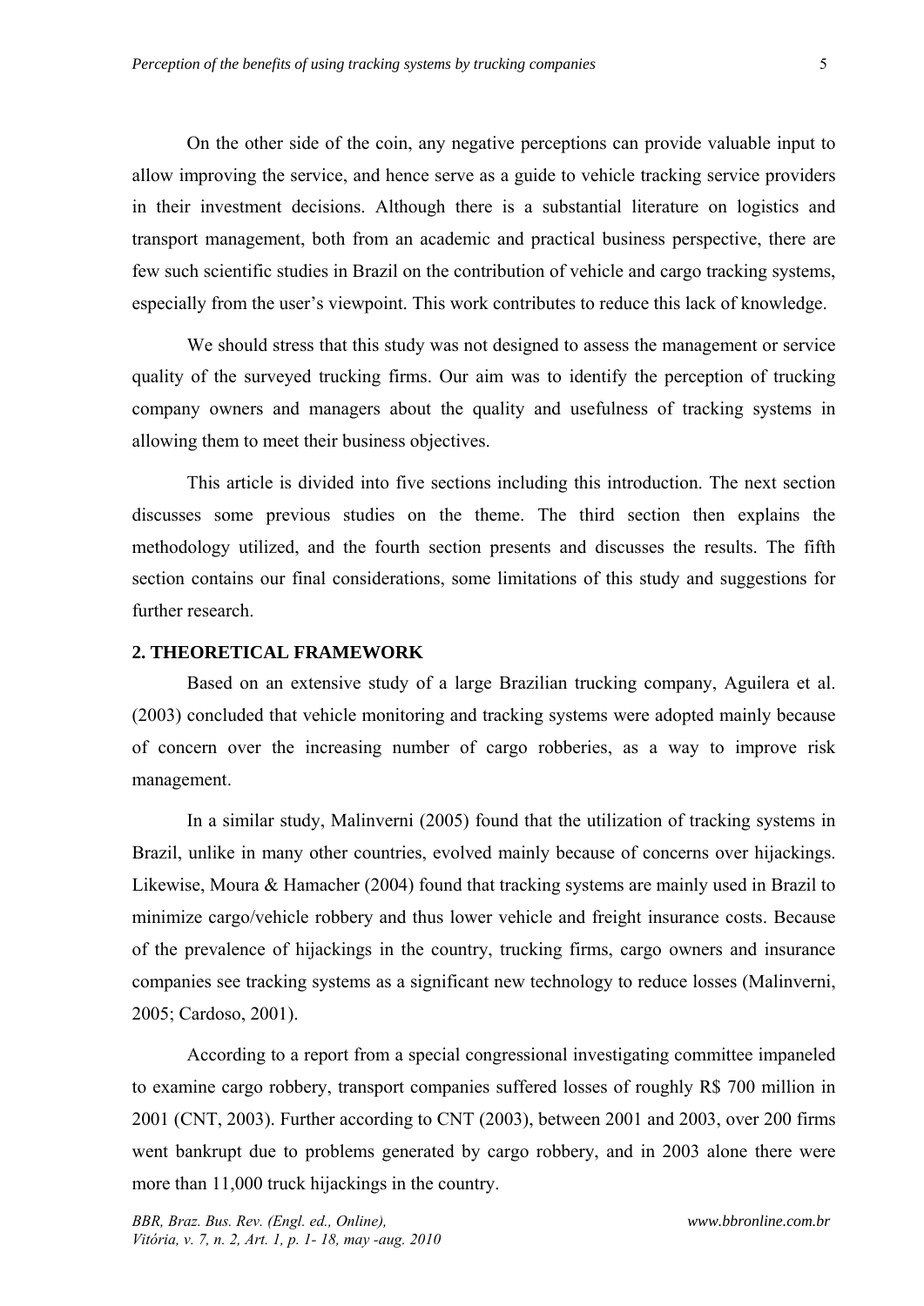On the other side of the coin, any negative perceptions can provide valuable input to allow improving the service, and hence serve as a guide to vehicle tracking service providers in their investment decisions. Although there is a substantial literature on logistics and transport management, both from an academic and practical business perspective, there are few such scientific studies in Brazil on the contribution of vehicle and cargo tracking systems, especially from the user's viewpoint. This work contributes to reduce this lack of knowledge.

We should stress that this study was not designed to assess the management or service quality of the surveyed trucking firms. Our aim was to identify the perception of trucking company owners and managers about the quality and usefulness of tracking systems in allowing them to meet their business objectives.

This article is divided into five sections including this introduction. The next section discusses some previous studies on the theme. The third section then explains the methodology utilized, and the fourth section presents and discusses the results. The fifth section contains our final considerations, some limitations of this study and suggestions for further research.

## 2. THEORETICAL FRAMEWORK

Based on an extensive study of a large Brazilian trucking company, Aguilera et al. (2003) concluded that vehicle monitoring and tracking systems were adopted mainly because of concern over the increasing number of cargo robberies, as a way to improve risk management.

In a similar study, Malinverni (2005) found that the utilization of tracking systems in Brazil, unlike in many other countries, evolved mainly because of concerns over hijackings. Likewise, Moura & Hamacher (2004) found that tracking systems are mainly used in Brazil to minimize cargo/vehicle robbery and thus lower vehicle and freight insurance costs. Because of the prevalence of hijackings in the country, trucking firms, cargo owners and insurance companies see tracking systems as a significant new technology to reduce losses (Malinverni, 2005; Cardoso, 2001).

According to a report from a special congressional investigating committee impaneled to examine cargo robbery, transport companies suffered losses of roughly R$ 700 million in 2001 (CNT, 2003). Further according to CNT (2003), between 2001 and 2003, over 200 firms went bankrupt due to problems generated by cargo robbery, and in 2003 alone there were more than 11,000 truck hijackings in the country.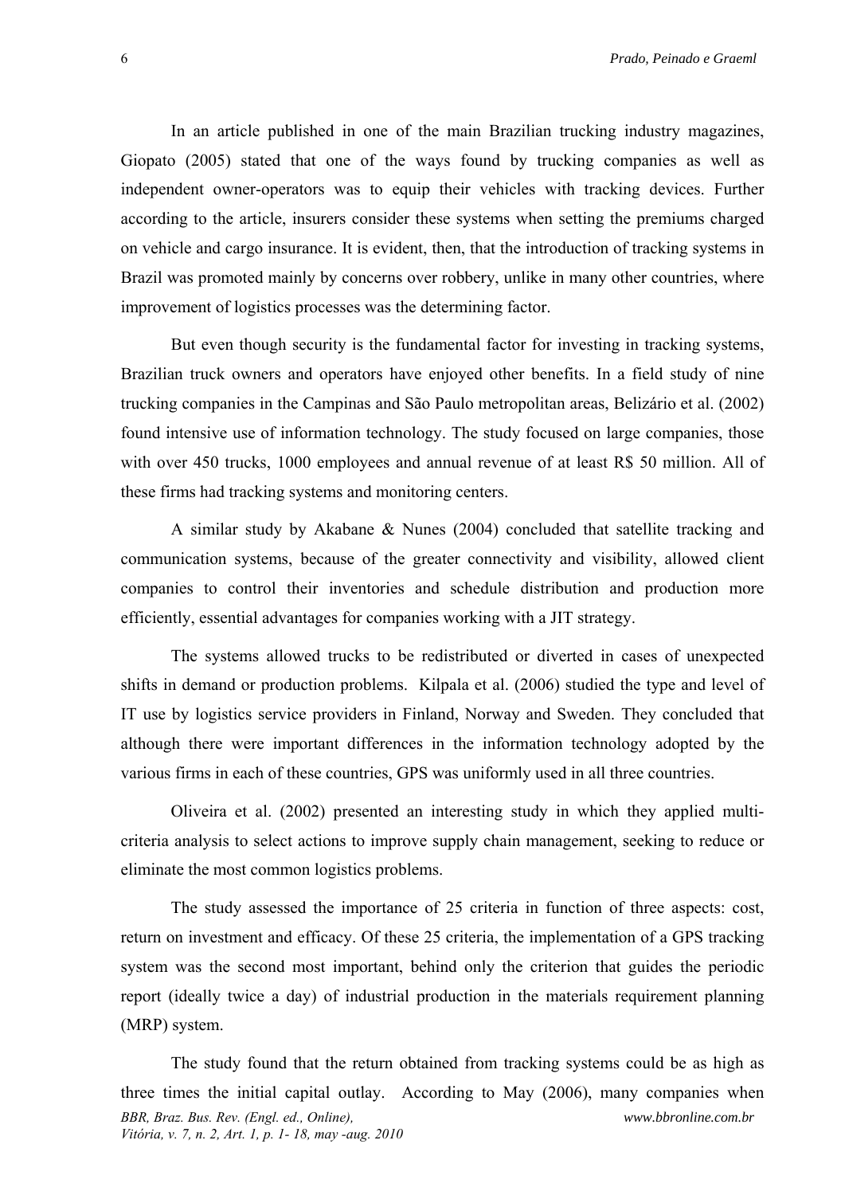In an article published in one of the main Brazilian trucking industry magazines, Giopato (2005) stated that one of the ways found by trucking companies as well as independent owner-operators was to equip their vehicles with tracking devices. Further according to the article, insurers consider these systems when setting the premiums charged on vehicle and cargo insurance. It is evident, then, that the introduction of tracking systems in Brazil was promoted mainly by concerns over robbery, unlike in many other countries, where improvement of logistics processes was the determining factor.

But even though security is the fundamental factor for investing in tracking systems, Brazilian truck owners and operators have enjoyed other benefits. In a field study of nine trucking companies in the Campinas and São Paulo metropolitan areas, Belizário et al. (2002) found intensive use of information technology. The study focused on large companies, those with over 450 trucks, 1000 employees and annual revenue of at least R$ 50 million. All of these firms had tracking systems and monitoring centers.

A similar study by Akabane & Nunes (2004) concluded that satellite tracking and communication systems, because of the greater connectivity and visibility, allowed client companies to control their inventories and schedule distribution and production more efficiently, essential advantages for companies working with a JIT strategy.

The systems allowed trucks to be redistributed or diverted in cases of unexpected shifts in demand or production problems. Kilpala et al. (2006) studied the type and level of IT use by logistics service providers in Finland, Norway and Sweden. They concluded that although there were important differences in the information technology adopted by the various firms in each of these countries, GPS was uniformly used in all three countries.

Oliveira et al. (2002) presented an interesting study in which they applied multi-criteria analysis to select actions to improve supply chain management, seeking to reduce or eliminate the most common logistics problems.

The study assessed the importance of 25 criteria in function of three aspects: cost, return on investment and efficacy. Of these 25 criteria, the implementation of a GPS tracking system was the second most important, behind only the criterion that guides the periodic report (ideally twice a day) of industrial production in the materials requirement planning (MRP) system.

The study found that the return obtained from tracking systems could be as high as three times the initial capital outlay. According to May (2006), many companies when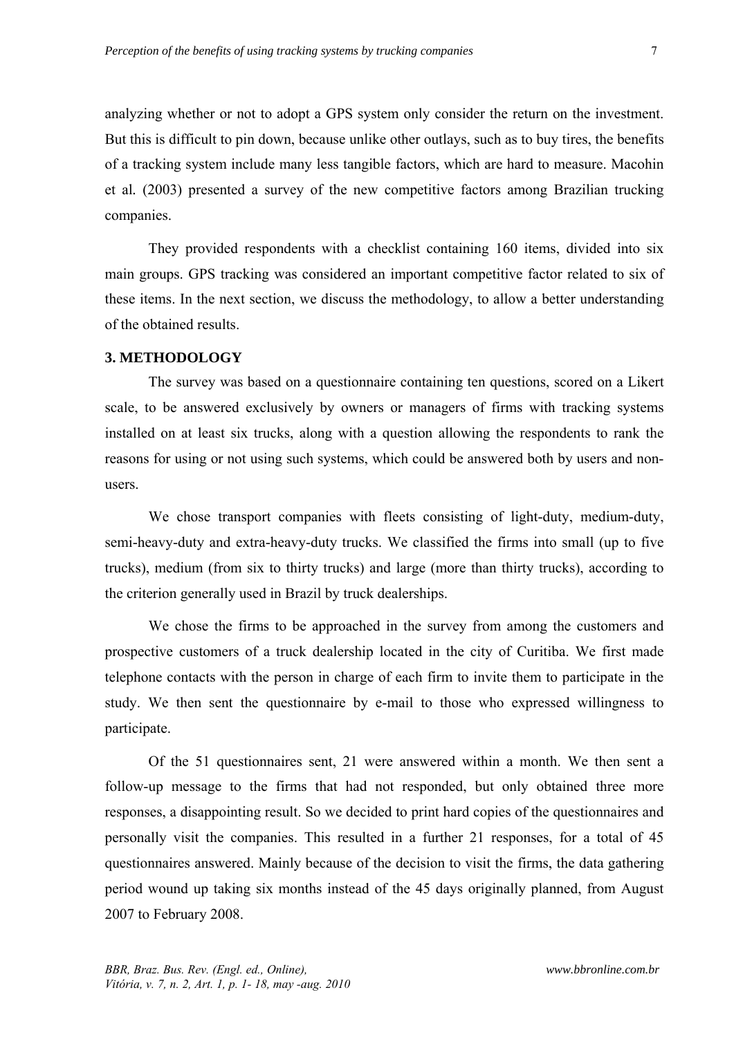analyzing whether or not to adopt a GPS system only consider the return on the investment. But this is difficult to pin down, because unlike other outlays, such as to buy tires, the benefits of a tracking system include many less tangible factors, which are hard to measure. Macohin et al. (2003) presented a survey of the new competitive factors among Brazilian trucking companies.

They provided respondents with a checklist containing 160 items, divided into six main groups. GPS tracking was considered an important competitive factor related to six of these items. In the next section, we discuss the methodology, to allow a better understanding of the obtained results.

## 3. METHODOLOGY

The survey was based on a questionnaire containing ten questions, scored on a Likert scale, to be answered exclusively by owners or managers of firms with tracking systems installed on at least six trucks, along with a question allowing the respondents to rank the reasons for using or not using such systems, which could be answered both by users and non-users.

We chose transport companies with fleets consisting of light-duty, medium-duty, semi-heavy-duty and extra-heavy-duty trucks. We classified the firms into small (up to five trucks), medium (from six to thirty trucks) and large (more than thirty trucks), according to the criterion generally used in Brazil by truck dealerships.

We chose the firms to be approached in the survey from among the customers and prospective customers of a truck dealership located in the city of Curitiba. We first made telephone contacts with the person in charge of each firm to invite them to participate in the study. We then sent the questionnaire by e-mail to those who expressed willingness to participate.

Of the 51 questionnaires sent, 21 were answered within a month. We then sent a follow-up message to the firms that had not responded, but only obtained three more responses, a disappointing result. So we decided to print hard copies of the questionnaires and personally visit the companies. This resulted in a further 21 responses, for a total of 45 questionnaires answered. Mainly because of the decision to visit the firms, the data gathering period wound up taking six months instead of the 45 days originally planned, from August 2007 to February 2008.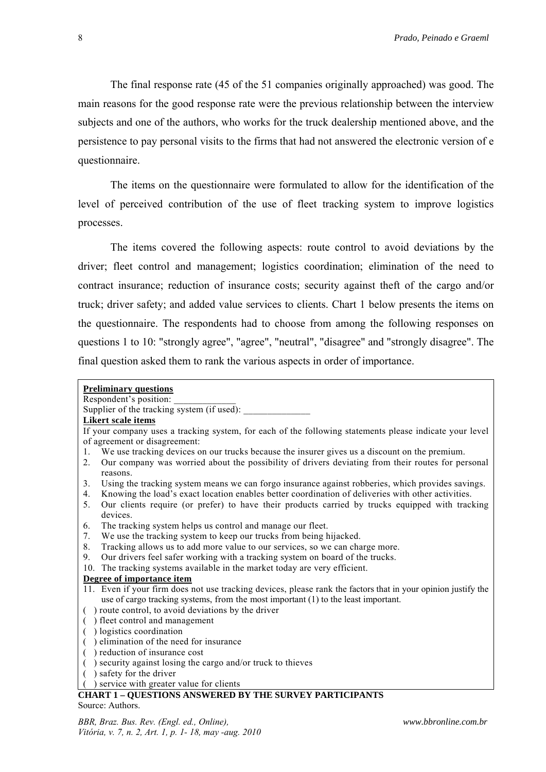The final response rate (45 of the 51 companies originally approached) was good. The main reasons for the good response rate were the previous relationship between the interview subjects and one of the authors, who works for the truck dealership mentioned above, and the persistence to pay personal visits to the firms that had not answered the electronic version of e questionnaire.

The items on the questionnaire were formulated to allow for the identification of the level of perceived contribution of the use of fleet tracking system to improve logistics processes.

The items covered the following aspects: route control to avoid deviations by the driver; fleet control and management; logistics coordination; elimination of the need to contract insurance; reduction of insurance costs; security against theft of the cargo and/or truck; driver safety; and added value services to clients. Chart 1 below presents the items on the questionnaire. The respondents had to choose from among the following responses on questions 1 to 10: "strongly agree", "agree", "neutral", "disagree" and "strongly disagree". The final question asked them to rank the various aspects in order of importance.

**Preliminary questions**

Respondent's position: _____________

Supplier of the tracking system (if used): ______________

**Likert scale items**

If your company uses a tracking system, for each of the following statements please indicate your level of agreement or disagreement:

1. We use tracking devices on our trucks because the insurer gives us a discount on the premium.
2. Our company was worried about the possibility of drivers deviating from their routes for personal reasons.
3. Using the tracking system means we can forgo insurance against robberies, which provides savings.
4. Knowing the load's exact location enables better coordination of deliveries with other activities.
5. Our clients require (or prefer) to have their products carried by trucks equipped with tracking devices.
6. The tracking system helps us control and manage our fleet.
7. We use the tracking system to keep our trucks from being hijacked.
8. Tracking allows us to add more value to our services, so we can charge more.
9. Our drivers feel safer working with a tracking system on board of the trucks.
10. The tracking systems available in the market today are very efficient.

**Degree of importance item**

11. Even if your firm does not use tracking devices, please rank the factors that in your opinion justify the use of cargo tracking systems, from the most important (1) to the least important.

( ) route control, to avoid deviations by the driver
( ) fleet control and management
( ) logistics coordination
( ) elimination of the need for insurance
( ) reduction of insurance cost
( ) security against losing the cargo and/or truck to thieves
( ) safety for the driver
( ) service with greater value for clients

**CHART 1 – QUESTIONS ANSWERED BY THE SURVEY PARTICIPANTS**

Source: Authors.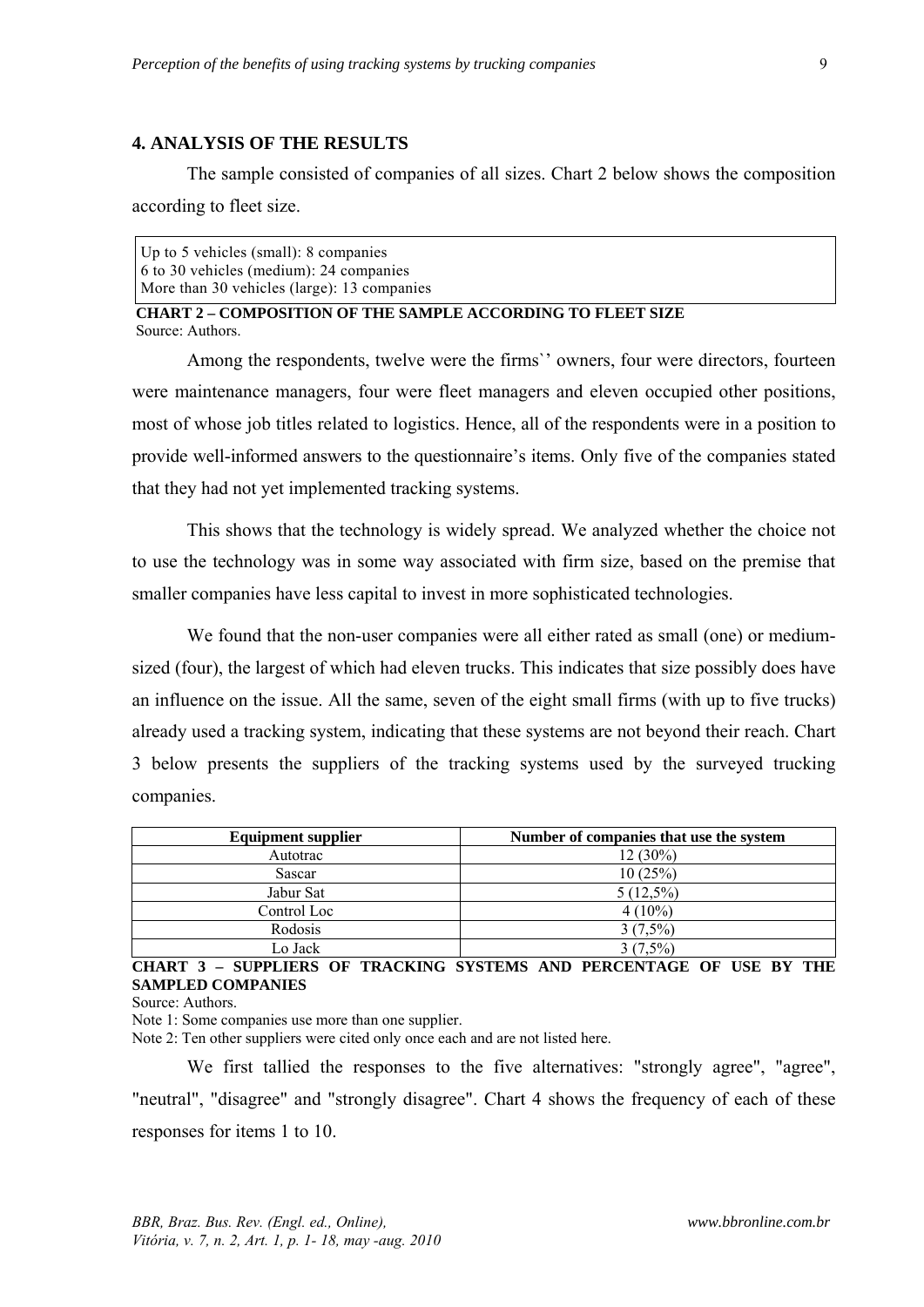## 4. ANALYSIS OF THE RESULTS

The sample consisted of companies of all sizes. Chart 2 below shows the composition according to fleet size.

Up to 5 vehicles (small): 8 companies
6 to 30 vehicles (medium): 24 companies
More than 30 vehicles (large): 13 companies

**CHART 2 – COMPOSITION OF THE SAMPLE ACCORDING TO FLEET SIZE**
Source: Authors.

Among the respondents, twelve were the firms`' owners, four were directors, fourteen were maintenance managers, four were fleet managers and eleven occupied other positions, most of whose job titles related to logistics. Hence, all of the respondents were in a position to provide well-informed answers to the questionnaire's items. Only five of the companies stated that they had not yet implemented tracking systems.

This shows that the technology is widely spread. We analyzed whether the choice not to use the technology was in some way associated with firm size, based on the premise that smaller companies have less capital to invest in more sophisticated technologies.

We found that the non-user companies were all either rated as small (one) or medium-sized (four), the largest of which had eleven trucks. This indicates that size possibly does have an influence on the issue. All the same, seven of the eight small firms (with up to five trucks) already used a tracking system, indicating that these systems are not beyond their reach. Chart 3 below presents the suppliers of the tracking systems used by the surveyed trucking companies.

| Equipment supplier | Number of companies that use the system |
|---|---|
| Autotrac | 12 (30%) |
| Sascar | 10 (25%) |
| Jabur Sat | 5 (12,5%) |
| Control Loc | 4 (10%) |
| Rodosis | 3 (7,5%) |
| Lo Jack | 3 (7,5%) |

**CHART 3 – SUPPLIERS OF TRACKING SYSTEMS AND PERCENTAGE OF USE BY THE SAMPLED COMPANIES**
Source: Authors.
Note 1: Some companies use more than one supplier.
Note 2: Ten other suppliers were cited only once each and are not listed here.

We first tallied the responses to the five alternatives: "strongly agree", "agree", "neutral", "disagree" and "strongly disagree". Chart 4 shows the frequency of each of these responses for items 1 to 10.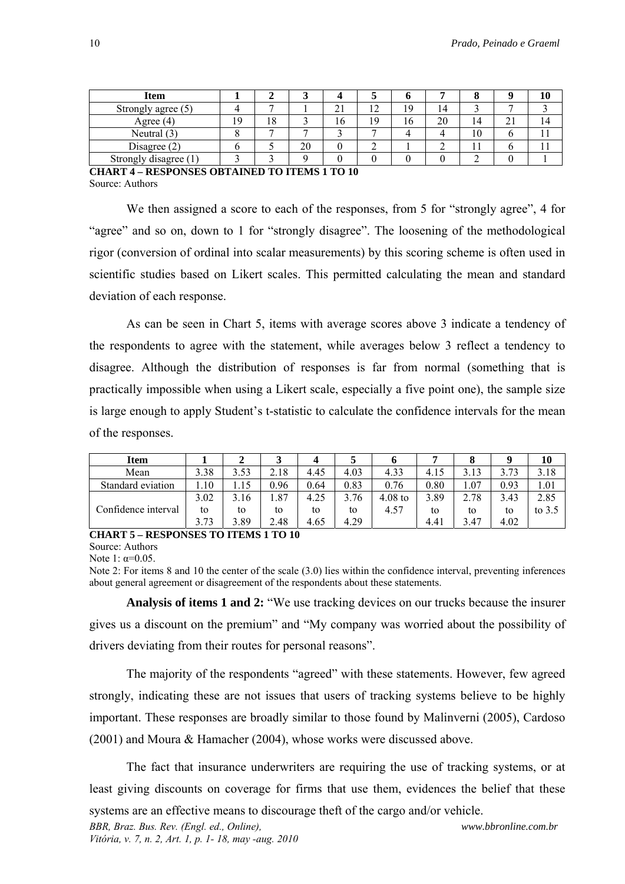| Item | 1 | 2 | 3 | 4 | 5 | 6 | 7 | 8 | 9 | 10 |
|---|---|---|---|---|---|---|---|---|---|---|
| Strongly agree (5) | 4 | 7 | 1 | 21 | 12 | 19 | 14 | 3 | 7 | 3 |
| Agree (4) | 19 | 18 | 3 | 16 | 19 | 16 | 20 | 14 | 21 | 14 |
| Neutral (3) | 8 | 7 | 7 | 3 | 7 | 4 | 4 | 10 | 6 | 11 |
| Disagree (2) | 6 | 5 | 20 | 0 | 2 | 1 | 2 | 11 | 6 | 11 |
| Strongly disagree (1) | 3 | 3 | 9 | 0 | 0 | 0 | 0 | 2 | 0 | 1 |

**CHART 4 – RESPONSES OBTAINED TO ITEMS 1 TO 10**
Source: Authors

We then assigned a score to each of the responses, from 5 for "strongly agree", 4 for "agree" and so on, down to 1 for "strongly disagree". The loosening of the methodological rigor (conversion of ordinal into scalar measurements) by this scoring scheme is often used in scientific studies based on Likert scales. This permitted calculating the mean and standard deviation of each response.

As can be seen in Chart 5, items with average scores above 3 indicate a tendency of the respondents to agree with the statement, while averages below 3 reflect a tendency to disagree. Although the distribution of responses is far from normal (something that is practically impossible when using a Likert scale, especially a five point one), the sample size is large enough to apply Student's t-statistic to calculate the confidence intervals for the mean of the responses.

| Item | 1 | 2 | 3 | 4 | 5 | 6 | 7 | 8 | 9 | 10 |
|---|---|---|---|---|---|---|---|---|---|---|
| Mean | 3.38 | 3.53 | 2.18 | 4.45 | 4.03 | 4.33 | 4.15 | 3.13 | 3.73 | 3.18 |
| Standard eviation | 1.10 | 1.15 | 0.96 | 0.64 | 0.83 | 0.76 | 0.80 | 1.07 | 0.93 | 1.01 |
| Confidence interval | 3.02 to 3.73 | 3.16 to 3.89 | 1.87 to 2.48 | 4.25 to 4.65 | 3.76 to 4.29 | 4.08 to 4.57 | 3.89 to 4.41 | 2.78 to 3.47 | 3.43 to 4.02 | 2.85 to 3.5 |

**CHART 5 – RESPONSES TO ITEMS 1 TO 10**
Source: Authors
Note 1: $\alpha$=0.05.
Note 2: For items 8 and 10 the center of the scale (3.0) lies within the confidence interval, preventing inferences about general agreement or disagreement of the respondents about these statements.

**Analysis of items 1 and 2:** "We use tracking devices on our trucks because the insurer gives us a discount on the premium" and "My company was worried about the possibility of drivers deviating from their routes for personal reasons".

The majority of the respondents "agreed" with these statements. However, few agreed strongly, indicating these are not issues that users of tracking systems believe to be highly important. These responses are broadly similar to those found by Malinverni (2005), Cardoso (2001) and Moura & Hamacher (2004), whose works were discussed above.

The fact that insurance underwriters are requiring the use of tracking systems, or at least giving discounts on coverage for firms that use them, evidences the belief that these systems are an effective means to discourage theft of the cargo and/or vehicle.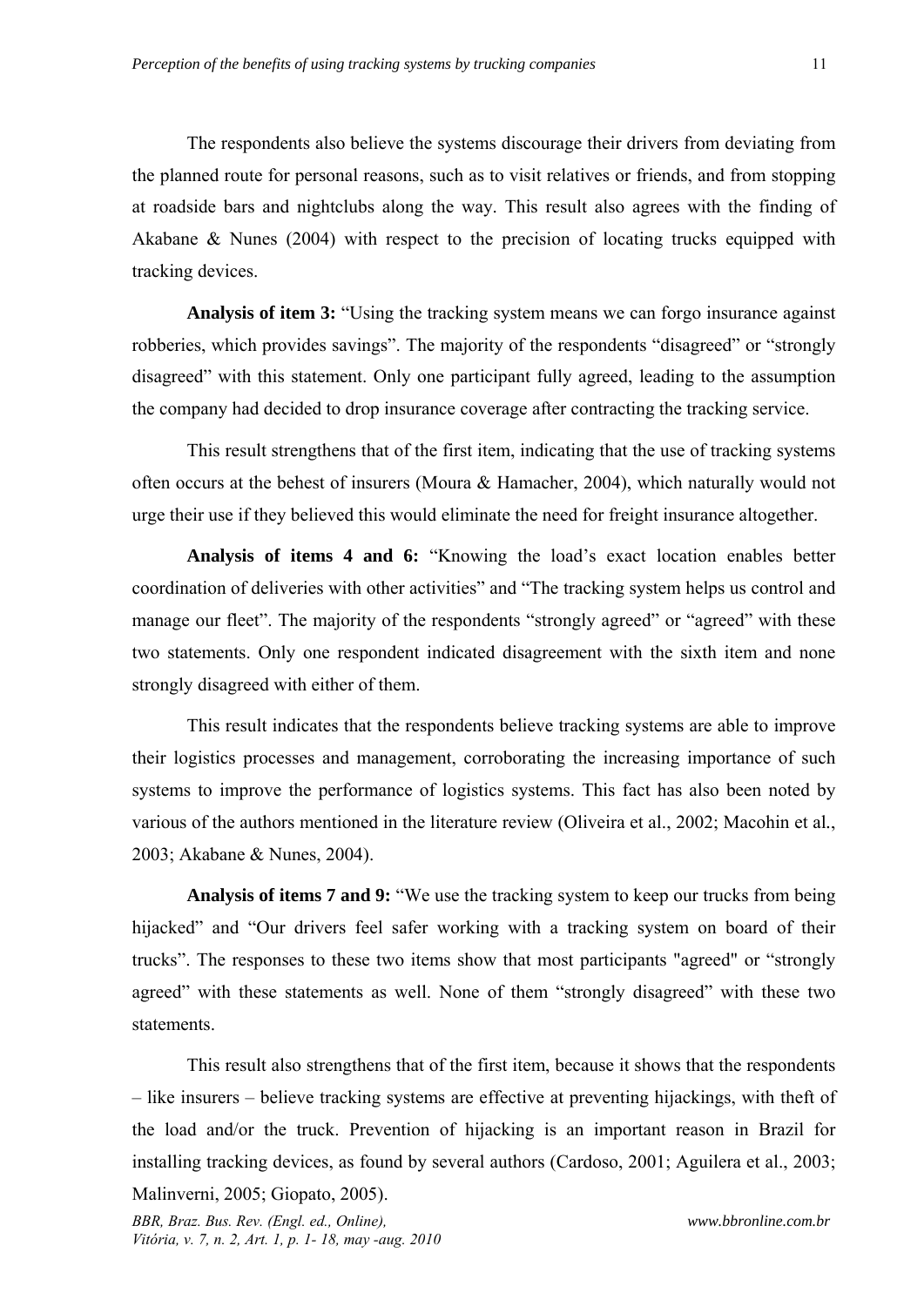The respondents also believe the systems discourage their drivers from deviating from the planned route for personal reasons, such as to visit relatives or friends, and from stopping at roadside bars and nightclubs along the way. This result also agrees with the finding of Akabane & Nunes (2004) with respect to the precision of locating trucks equipped with tracking devices.

**Analysis of item 3:** "Using the tracking system means we can forgo insurance against robberies, which provides savings". The majority of the respondents "disagreed" or "strongly disagreed" with this statement. Only one participant fully agreed, leading to the assumption the company had decided to drop insurance coverage after contracting the tracking service.

This result strengthens that of the first item, indicating that the use of tracking systems often occurs at the behest of insurers (Moura & Hamacher, 2004), which naturally would not urge their use if they believed this would eliminate the need for freight insurance altogether.

**Analysis of items 4 and 6:** "Knowing the load's exact location enables better coordination of deliveries with other activities" and "The tracking system helps us control and manage our fleet". The majority of the respondents "strongly agreed" or "agreed" with these two statements. Only one respondent indicated disagreement with the sixth item and none strongly disagreed with either of them.

This result indicates that the respondents believe tracking systems are able to improve their logistics processes and management, corroborating the increasing importance of such systems to improve the performance of logistics systems. This fact has also been noted by various of the authors mentioned in the literature review (Oliveira et al., 2002; Macohin et al., 2003; Akabane & Nunes, 2004).

**Analysis of items 7 and 9:** "We use the tracking system to keep our trucks from being hijacked" and "Our drivers feel safer working with a tracking system on board of their trucks". The responses to these two items show that most participants "agreed" or "strongly agreed" with these statements as well. None of them "strongly disagreed" with these two statements.

This result also strengthens that of the first item, because it shows that the respondents – like insurers – believe tracking systems are effective at preventing hijackings, with theft of the load and/or the truck. Prevention of hijacking is an important reason in Brazil for installing tracking devices, as found by several authors (Cardoso, 2001; Aguilera et al., 2003; Malinverni, 2005; Giopato, 2005).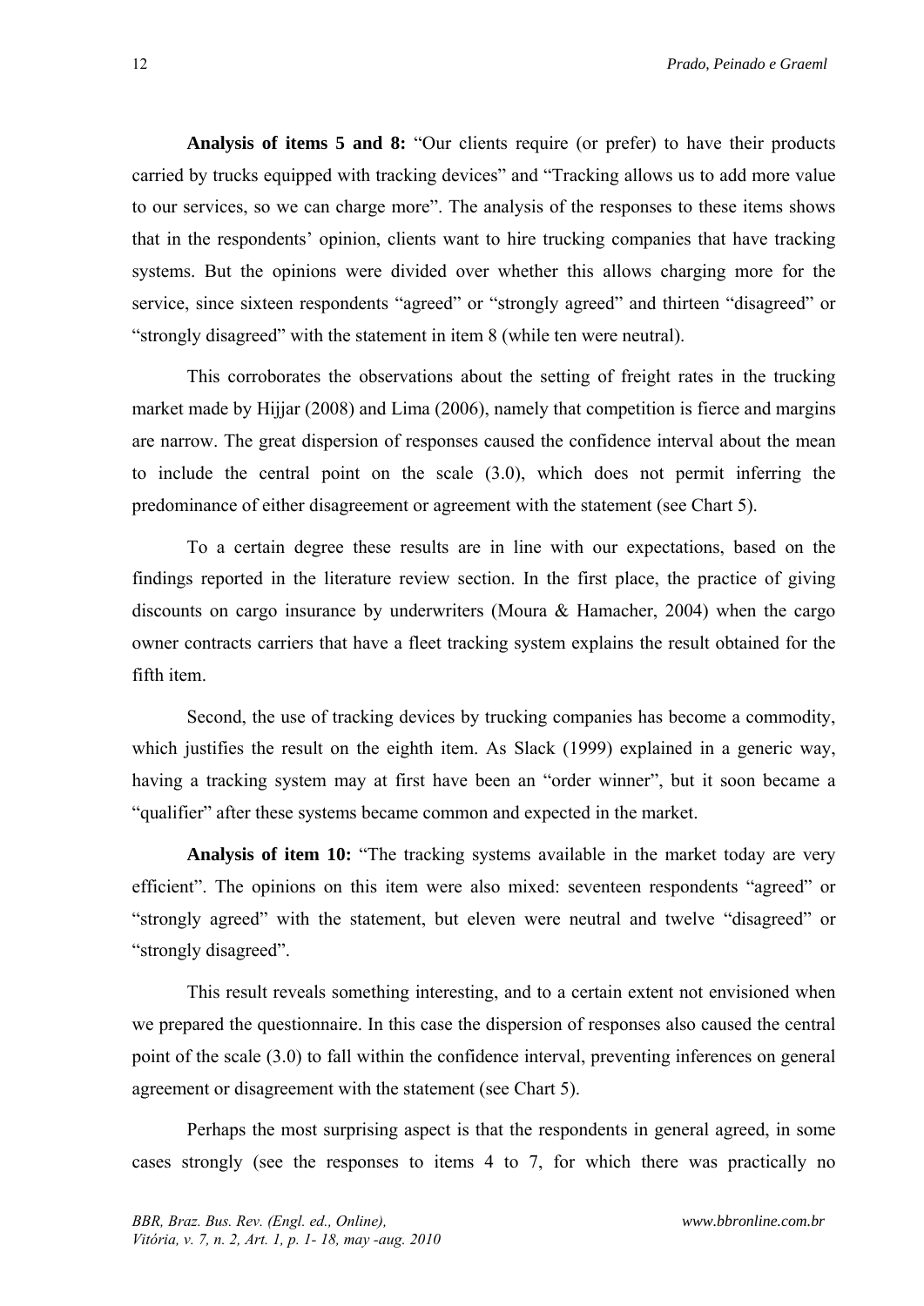**Analysis of items 5 and 8:** "Our clients require (or prefer) to have their products carried by trucks equipped with tracking devices" and "Tracking allows us to add more value to our services, so we can charge more". The analysis of the responses to these items shows that in the respondents' opinion, clients want to hire trucking companies that have tracking systems. But the opinions were divided over whether this allows charging more for the service, since sixteen respondents "agreed" or "strongly agreed" and thirteen "disagreed" or "strongly disagreed" with the statement in item 8 (while ten were neutral).

This corroborates the observations about the setting of freight rates in the trucking market made by Hijjar (2008) and Lima (2006), namely that competition is fierce and margins are narrow. The great dispersion of responses caused the confidence interval about the mean to include the central point on the scale (3.0), which does not permit inferring the predominance of either disagreement or agreement with the statement (see Chart 5).

To a certain degree these results are in line with our expectations, based on the findings reported in the literature review section. In the first place, the practice of giving discounts on cargo insurance by underwriters (Moura & Hamacher, 2004) when the cargo owner contracts carriers that have a fleet tracking system explains the result obtained for the fifth item.

Second, the use of tracking devices by trucking companies has become a commodity, which justifies the result on the eighth item. As Slack (1999) explained in a generic way, having a tracking system may at first have been an "order winner", but it soon became a "qualifier" after these systems became common and expected in the market.

**Analysis of item 10:** "The tracking systems available in the market today are very efficient". The opinions on this item were also mixed: seventeen respondents "agreed" or "strongly agreed" with the statement, but eleven were neutral and twelve "disagreed" or "strongly disagreed".

This result reveals something interesting, and to a certain extent not envisioned when we prepared the questionnaire. In this case the dispersion of responses also caused the central point of the scale (3.0) to fall within the confidence interval, preventing inferences on general agreement or disagreement with the statement (see Chart 5).

Perhaps the most surprising aspect is that the respondents in general agreed, in some cases strongly (see the responses to items 4 to 7, for which there was practically no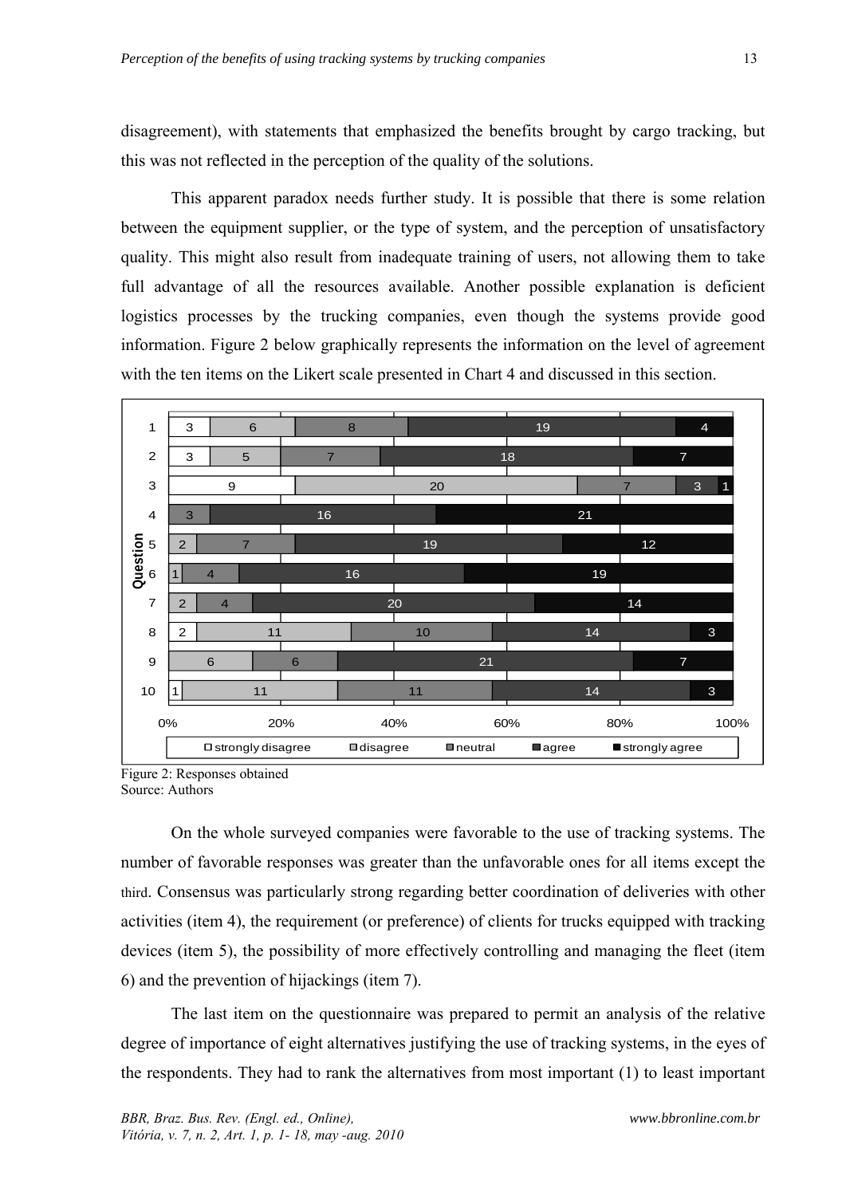disagreement), with statements that emphasized the benefits brought by cargo tracking, but this was not reflected in the perception of the quality of the solutions.

This apparent paradox needs further study. It is possible that there is some relation between the equipment supplier, or the type of system, and the perception of unsatisfactory quality. This might also result from inadequate training of users, not allowing them to take full advantage of all the resources available. Another possible explanation is deficient logistics processes by the trucking companies, even though the systems provide good information. Figure 2 below graphically represents the information on the level of agreement with the ten items on the Likert scale presented in Chart 4 and discussed in this section.

| Question | strongly disagree | disagree | neutral | agree | strongly agree |
|---|---|---|---|---|---|
| 1 | 3 | 6 | 8 | 19 | 4 |
| 2 | 3 | 5 | 7 | 18 | 7 |
| 3 | 9 | 20 | 7 | 3 | 1 |
| 4 | | | 3 | 16 | 21 |
| 5 | | 2 | 7 | 19 | 12 |
| 6 | | 1 | 4 | 16 | 19 |
| 7 | | 2 | 4 | 20 | 14 |
| 8 | 2 | 11 | 10 | 14 | 3 |
| 9 | | 6 | 6 | 21 | 7 |
| 10 | 1 | 11 | 11 | 14 | 3 |

Figure 2: Responses obtained
Source: Authors

On the whole surveyed companies were favorable to the use of tracking systems. The number of favorable responses was greater than the unfavorable ones for all items except the third. Consensus was particularly strong regarding better coordination of deliveries with other activities (item 4), the requirement (or preference) of clients for trucks equipped with tracking devices (item 5), the possibility of more effectively controlling and managing the fleet (item 6) and the prevention of hijackings (item 7).

The last item on the questionnaire was prepared to permit an analysis of the relative degree of importance of eight alternatives justifying the use of tracking systems, in the eyes of the respondents. They had to rank the alternatives from most important (1) to least important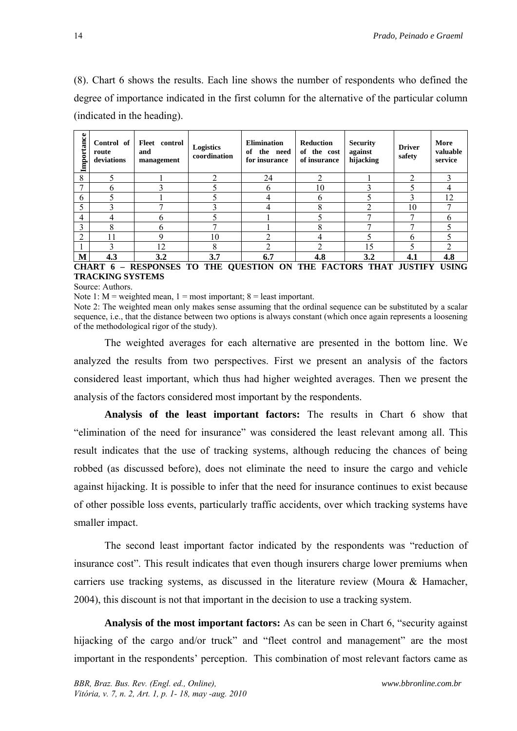(8). Chart 6 shows the results. Each line shows the number of respondents who defined the degree of importance indicated in the first column for the alternative of the particular column (indicated in the heading).

| Importance | Control of route deviations | Fleet control and management | Logistics coordination | Elimination of the need for insurance | Reduction of the cost of insurance | Security against hijacking | Driver safety | More valuable service |
|---|---|---|---|---|---|---|---|---|
| 8 | 5 | 1 | 2 | 24 | 2 | 1 | 2 | 3 |
| 7 | 6 | 3 | 5 | 6 | 10 | 3 | 5 | 4 |
| 6 | 5 | 1 | 5 | 4 | 6 | 5 | 3 | 12 |
| 5 | 3 | 7 | 3 | 4 | 8 | 2 | 10 | 7 |
| 4 | 4 | 6 | 5 | 1 | 5 | 7 | 7 | 6 |
| 3 | 8 | 6 | 7 | 1 | 8 | 7 | 7 | 5 |
| 2 | 11 | 9 | 10 | 2 | 4 | 5 | 6 | 5 |
| 1 | 3 | 12 | 8 | 2 | 2 | 15 | 5 | 2 |
| **M** | **4.3** | **3.2** | **3.7** | **6.7** | **4.8** | **3.2** | **4.1** | **4.8** |

**CHART 6 – RESPONSES TO THE QUESTION ON THE FACTORS THAT JUSTIFY USING TRACKING SYSTEMS**

Source: Authors.

Note 1: M = weighted mean, 1 = most important; 8 = least important.

Note 2: The weighted mean only makes sense assuming that the ordinal sequence can be substituted by a scalar sequence, i.e., that the distance between two options is always constant (which once again represents a loosening of the methodological rigor of the study).

The weighted averages for each alternative are presented in the bottom line. We analyzed the results from two perspectives. First we present an analysis of the factors considered least important, which thus had higher weighted averages. Then we present the analysis of the factors considered most important by the respondents.

**Analysis of the least important factors:** The results in Chart 6 show that "elimination of the need for insurance" was considered the least relevant among all. This result indicates that the use of tracking systems, although reducing the chances of being robbed (as discussed before), does not eliminate the need to insure the cargo and vehicle against hijacking. It is possible to infer that the need for insurance continues to exist because of other possible loss events, particularly traffic accidents, over which tracking systems have smaller impact.

The second least important factor indicated by the respondents was "reduction of insurance cost". This result indicates that even though insurers charge lower premiums when carriers use tracking systems, as discussed in the literature review (Moura & Hamacher, 2004), this discount is not that important in the decision to use a tracking system.

**Analysis of the most important factors:** As can be seen in Chart 6, "security against hijacking of the cargo and/or truck" and "fleet control and management" are the most important in the respondents' perception. This combination of most relevant factors came as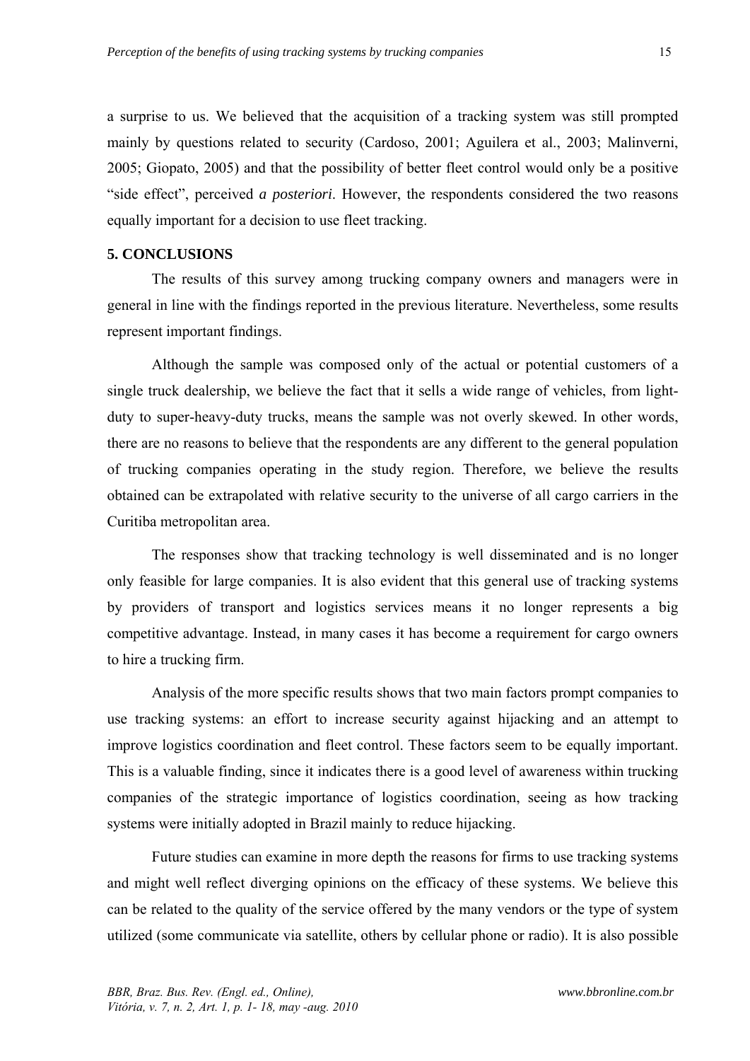a surprise to us. We believed that the acquisition of a tracking system was still prompted mainly by questions related to security (Cardoso, 2001; Aguilera et al., 2003; Malinverni, 2005; Giopato, 2005) and that the possibility of better fleet control would only be a positive "side effect", perceived *a posteriori*. However, the respondents considered the two reasons equally important for a decision to use fleet tracking.

## 5. CONCLUSIONS

The results of this survey among trucking company owners and managers were in general in line with the findings reported in the previous literature. Nevertheless, some results represent important findings.

Although the sample was composed only of the actual or potential customers of a single truck dealership, we believe the fact that it sells a wide range of vehicles, from light-duty to super-heavy-duty trucks, means the sample was not overly skewed. In other words, there are no reasons to believe that the respondents are any different to the general population of trucking companies operating in the study region. Therefore, we believe the results obtained can be extrapolated with relative security to the universe of all cargo carriers in the Curitiba metropolitan area.

The responses show that tracking technology is well disseminated and is no longer only feasible for large companies. It is also evident that this general use of tracking systems by providers of transport and logistics services means it no longer represents a big competitive advantage. Instead, in many cases it has become a requirement for cargo owners to hire a trucking firm.

Analysis of the more specific results shows that two main factors prompt companies to use tracking systems: an effort to increase security against hijacking and an attempt to improve logistics coordination and fleet control. These factors seem to be equally important. This is a valuable finding, since it indicates there is a good level of awareness within trucking companies of the strategic importance of logistics coordination, seeing as how tracking systems were initially adopted in Brazil mainly to reduce hijacking.

Future studies can examine in more depth the reasons for firms to use tracking systems and might well reflect diverging opinions on the efficacy of these systems. We believe this can be related to the quality of the service offered by the many vendors or the type of system utilized (some communicate via satellite, others by cellular phone or radio). It is also possible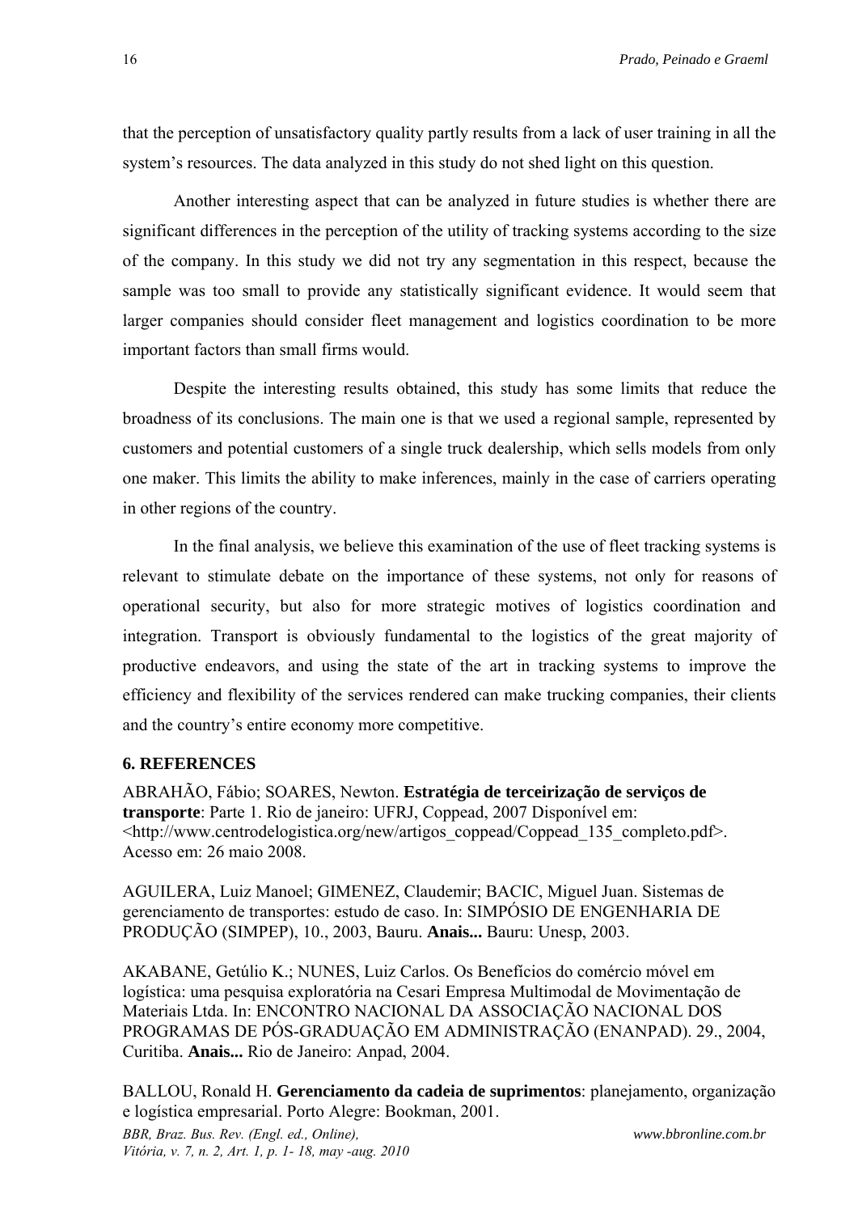that the perception of unsatisfactory quality partly results from a lack of user training in all the system's resources. The data analyzed in this study do not shed light on this question.

Another interesting aspect that can be analyzed in future studies is whether there are significant differences in the perception of the utility of tracking systems according to the size of the company. In this study we did not try any segmentation in this respect, because the sample was too small to provide any statistically significant evidence. It would seem that larger companies should consider fleet management and logistics coordination to be more important factors than small firms would.

Despite the interesting results obtained, this study has some limits that reduce the broadness of its conclusions. The main one is that we used a regional sample, represented by customers and potential customers of a single truck dealership, which sells models from only one maker. This limits the ability to make inferences, mainly in the case of carriers operating in other regions of the country.

In the final analysis, we believe this examination of the use of fleet tracking systems is relevant to stimulate debate on the importance of these systems, not only for reasons of operational security, but also for more strategic motives of logistics coordination and integration. Transport is obviously fundamental to the logistics of the great majority of productive endeavors, and using the state of the art in tracking systems to improve the efficiency and flexibility of the services rendered can make trucking companies, their clients and the country's entire economy more competitive.

## 6. REFERENCES

ABRAHÃO, Fábio; SOARES, Newton. **Estratégia de terceirização de serviços de transporte**: Parte 1. Rio de janeiro: UFRJ, Coppead, 2007 Disponível em: <http://www.centrodelogistica.org/new/artigos_coppead/Coppead_135_completo.pdf>. Acesso em: 26 maio 2008.

AGUILERA, Luiz Manoel; GIMENEZ, Claudemir; BACIC, Miguel Juan. Sistemas de gerenciamento de transportes: estudo de caso. In: SIMPÓSIO DE ENGENHARIA DE PRODUÇÃO (SIMPEP), 10., 2003, Bauru. **Anais...** Bauru: Unesp, 2003.

AKABANE, Getúlio K.; NUNES, Luiz Carlos. Os Benefícios do comércio móvel em logística: uma pesquisa exploratória na Cesari Empresa Multimodal de Movimentação de Materiais Ltda. In: ENCONTRO NACIONAL DA ASSOCIAÇÃO NACIONAL DOS PROGRAMAS DE PÓS-GRADUAÇÃO EM ADMINISTRAÇÃO (ENANPAD). 29., 2004, Curitiba. **Anais...** Rio de Janeiro: Anpad, 2004.

BALLOU, Ronald H. **Gerenciamento da cadeia de suprimentos**: planejamento, organização e logística empresarial. Porto Alegre: Bookman, 2001.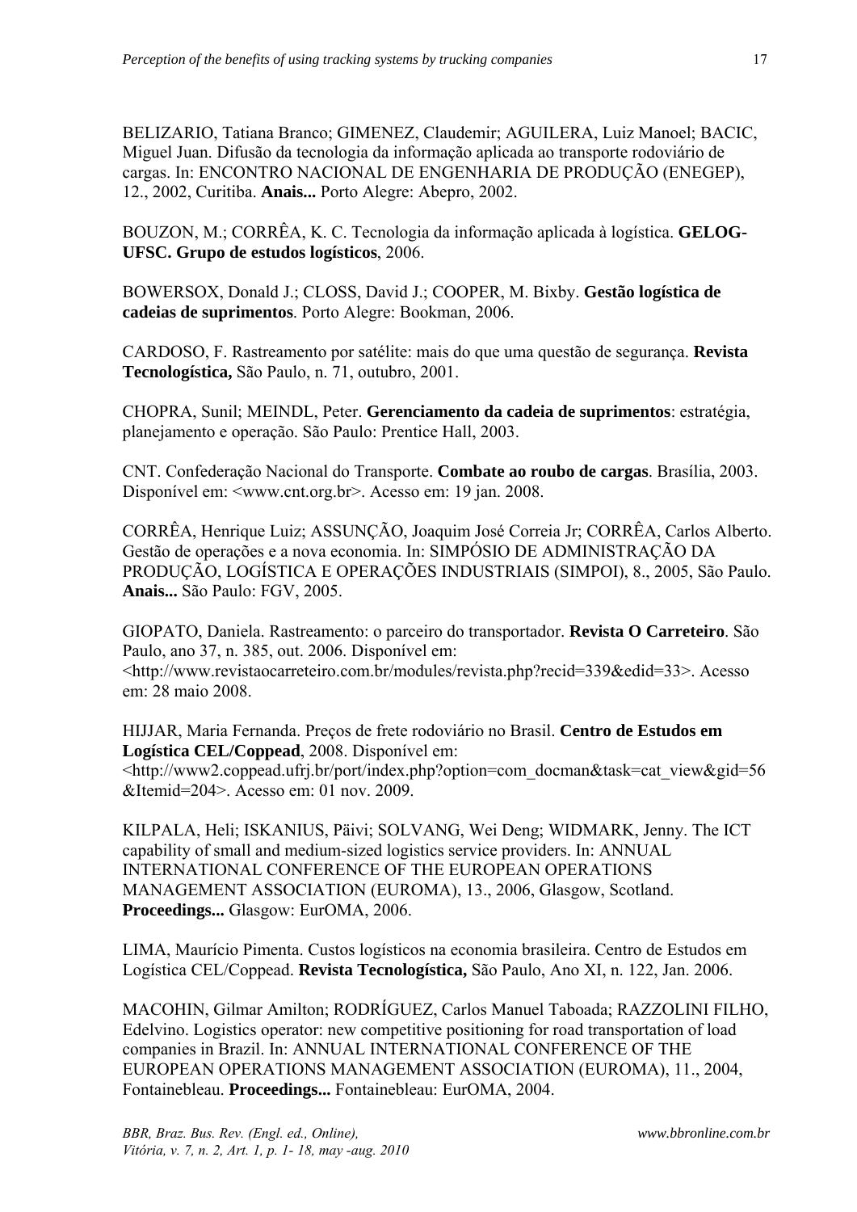BELIZARIO, Tatiana Branco; GIMENEZ, Claudemir; AGUILERA, Luiz Manoel; BACIC, Miguel Juan. Difusão da tecnologia da informação aplicada ao transporte rodoviário de cargas. In: ENCONTRO NACIONAL DE ENGENHARIA DE PRODUÇÃO (ENEGEP), 12., 2002, Curitiba. **Anais...** Porto Alegre: Abepro, 2002.

BOUZON, M.; CORRÊA, K. C. Tecnologia da informação aplicada à logística. **GELOG-UFSC. Grupo de estudos logísticos**, 2006.

BOWERSOX, Donald J.; CLOSS, David J.; COOPER, M. Bixby. **Gestão logística de cadeias de suprimentos**. Porto Alegre: Bookman, 2006.

CARDOSO, F. Rastreamento por satélite: mais do que uma questão de segurança. **Revista Tecnologística,** São Paulo, n. 71, outubro, 2001.

CHOPRA, Sunil; MEINDL, Peter. **Gerenciamento da cadeia de suprimentos**: estratégia, planejamento e operação. São Paulo: Prentice Hall, 2003.

CNT. Confederação Nacional do Transporte. **Combate ao roubo de cargas**. Brasília, 2003. Disponível em: <www.cnt.org.br>. Acesso em: 19 jan. 2008.

CORRÊA, Henrique Luiz; ASSUNÇÃO, Joaquim José Correia Jr; CORRÊA, Carlos Alberto. Gestão de operações e a nova economia. In: SIMPÓSIO DE ADMINISTRAÇÃO DA PRODUÇÃO, LOGÍSTICA E OPERAÇÕES INDUSTRIAIS (SIMPOI), 8., 2005, São Paulo. **Anais...** São Paulo: FGV, 2005.

GIOPATO, Daniela. Rastreamento: o parceiro do transportador. **Revista O Carreteiro**. São Paulo, ano 37, n. 385, out. 2006. Disponível em: <http://www.revistaocarreteiro.com.br/modules/revista.php?recid=339&edid=33>. Acesso em: 28 maio 2008.

HIJJAR, Maria Fernanda. Preços de frete rodoviário no Brasil. **Centro de Estudos em Logística CEL/Coppead**, 2008. Disponível em: <http://www2.coppead.ufrj.br/port/index.php?option=com_docman&task=cat_view&gid=56&Itemid=204>. Acesso em: 01 nov. 2009.

KILPALA, Heli; ISKANIUS, Päivi; SOLVANG, Wei Deng; WIDMARK, Jenny. The ICT capability of small and medium-sized logistics service providers. In: ANNUAL INTERNATIONAL CONFERENCE OF THE EUROPEAN OPERATIONS MANAGEMENT ASSOCIATION (EUROMA), 13., 2006, Glasgow, Scotland. **Proceedings...** Glasgow: EurOMA, 2006.

LIMA, Maurício Pimenta. Custos logísticos na economia brasileira. Centro de Estudos em Logística CEL/Coppead. **Revista Tecnologística,** São Paulo, Ano XI, n. 122, Jan. 2006.

MACOHIN, Gilmar Amilton; RODRÍGUEZ, Carlos Manuel Taboada; RAZZOLINI FILHO, Edelvino. Logistics operator: new competitive positioning for road transportation of load companies in Brazil. In: ANNUAL INTERNATIONAL CONFERENCE OF THE EUROPEAN OPERATIONS MANAGEMENT ASSOCIATION (EUROMA), 11., 2004, Fontainebleau. **Proceedings...** Fontainebleau: EurOMA, 2004.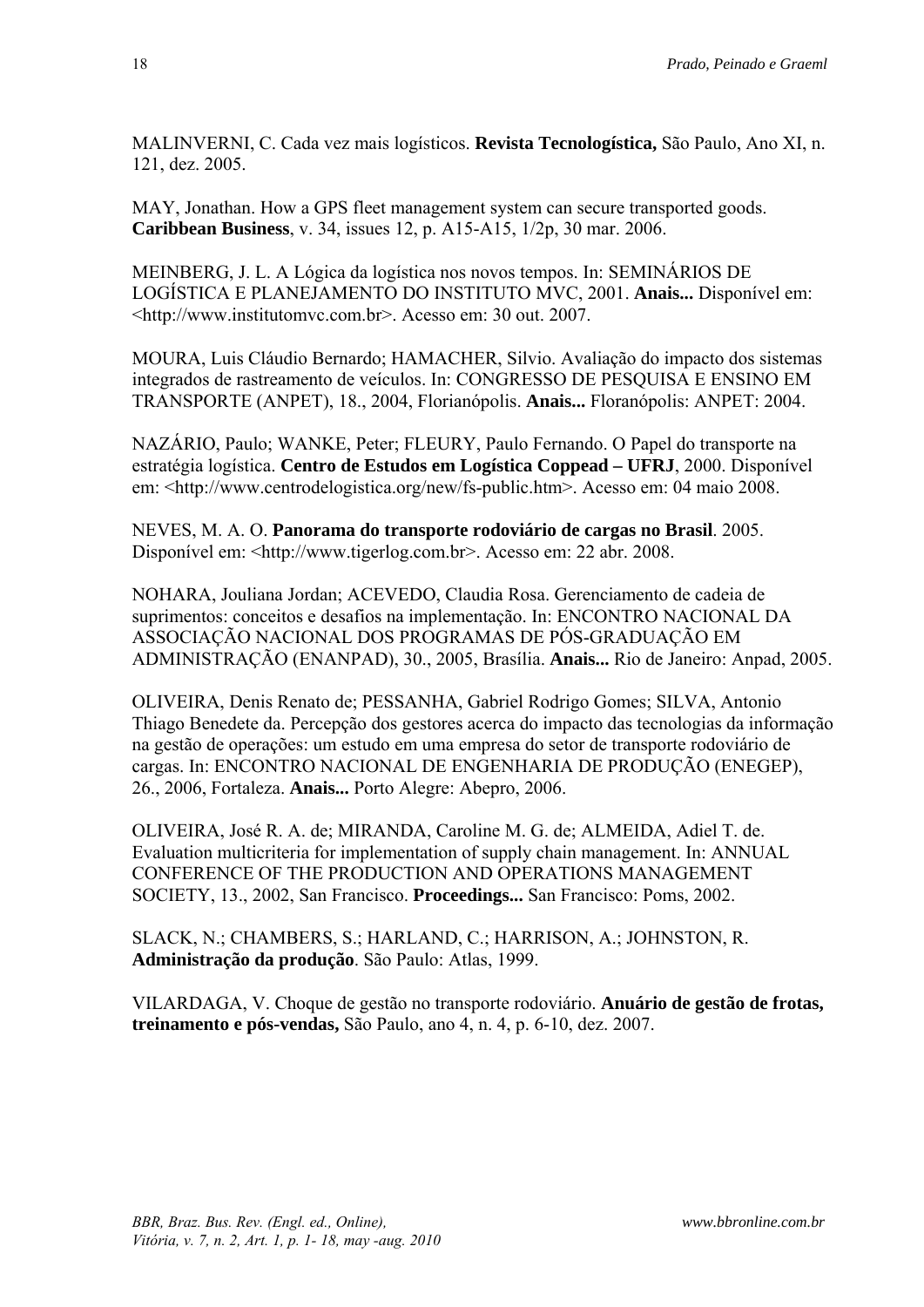MALINVERNI, C. Cada vez mais logísticos. **Revista Tecnologística,** São Paulo, Ano XI, n. 121, dez. 2005.

MAY, Jonathan. How a GPS fleet management system can secure transported goods. **Caribbean Business**, v. 34, issues 12, p. A15-A15, 1/2p, 30 mar. 2006.

MEINBERG, J. L. A Lógica da logística nos novos tempos. In: SEMINÁRIOS DE LOGÍSTICA E PLANEJAMENTO DO INSTITUTO MVC, 2001. **Anais...** Disponível em: <http://www.institutomvc.com.br>. Acesso em: 30 out. 2007.

MOURA, Luis Cláudio Bernardo; HAMACHER, Silvio. Avaliação do impacto dos sistemas integrados de rastreamento de veículos. In: CONGRESSO DE PESQUISA E ENSINO EM TRANSPORTE (ANPET), 18., 2004, Florianópolis. **Anais...** Floranópolis: ANPET: 2004.

NAZÁRIO, Paulo; WANKE, Peter; FLEURY, Paulo Fernando. O Papel do transporte na estratégia logística. **Centro de Estudos em Logística Coppead – UFRJ**, 2000. Disponível em: <http://www.centrodelogistica.org/new/fs-public.htm>. Acesso em: 04 maio 2008.

NEVES, M. A. O. **Panorama do transporte rodoviário de cargas no Brasil**. 2005. Disponível em: <http://www.tigerlog.com.br>. Acesso em: 22 abr. 2008.

NOHARA, Jouliana Jordan; ACEVEDO, Claudia Rosa. Gerenciamento de cadeia de suprimentos: conceitos e desafios na implementação. In: ENCONTRO NACIONAL DA ASSOCIAÇÃO NACIONAL DOS PROGRAMAS DE PÓS-GRADUAÇÃO EM ADMINISTRAÇÃO (ENANPAD), 30., 2005, Brasília. **Anais...** Rio de Janeiro: Anpad, 2005.

OLIVEIRA, Denis Renato de; PESSANHA, Gabriel Rodrigo Gomes; SILVA, Antonio Thiago Benedete da. Percepção dos gestores acerca do impacto das tecnologias da informação na gestão de operações: um estudo em uma empresa do setor de transporte rodoviário de cargas. In: ENCONTRO NACIONAL DE ENGENHARIA DE PRODUÇÃO (ENEGEP), 26., 2006, Fortaleza. **Anais...** Porto Alegre: Abepro, 2006.

OLIVEIRA, José R. A. de; MIRANDA, Caroline M. G. de; ALMEIDA, Adiel T. de. Evaluation multicriteria for implementation of supply chain management. In: ANNUAL CONFERENCE OF THE PRODUCTION AND OPERATIONS MANAGEMENT SOCIETY, 13., 2002, San Francisco. **Proceedings...** San Francisco: Poms, 2002.

SLACK, N.; CHAMBERS, S.; HARLAND, C.; HARRISON, A.; JOHNSTON, R. **Administração da produção**. São Paulo: Atlas, 1999.

VILARDAGA, V. Choque de gestão no transporte rodoviário. **Anuário de gestão de frotas, treinamento e pós-vendas,** São Paulo, ano 4, n. 4, p. 6-10, dez. 2007.